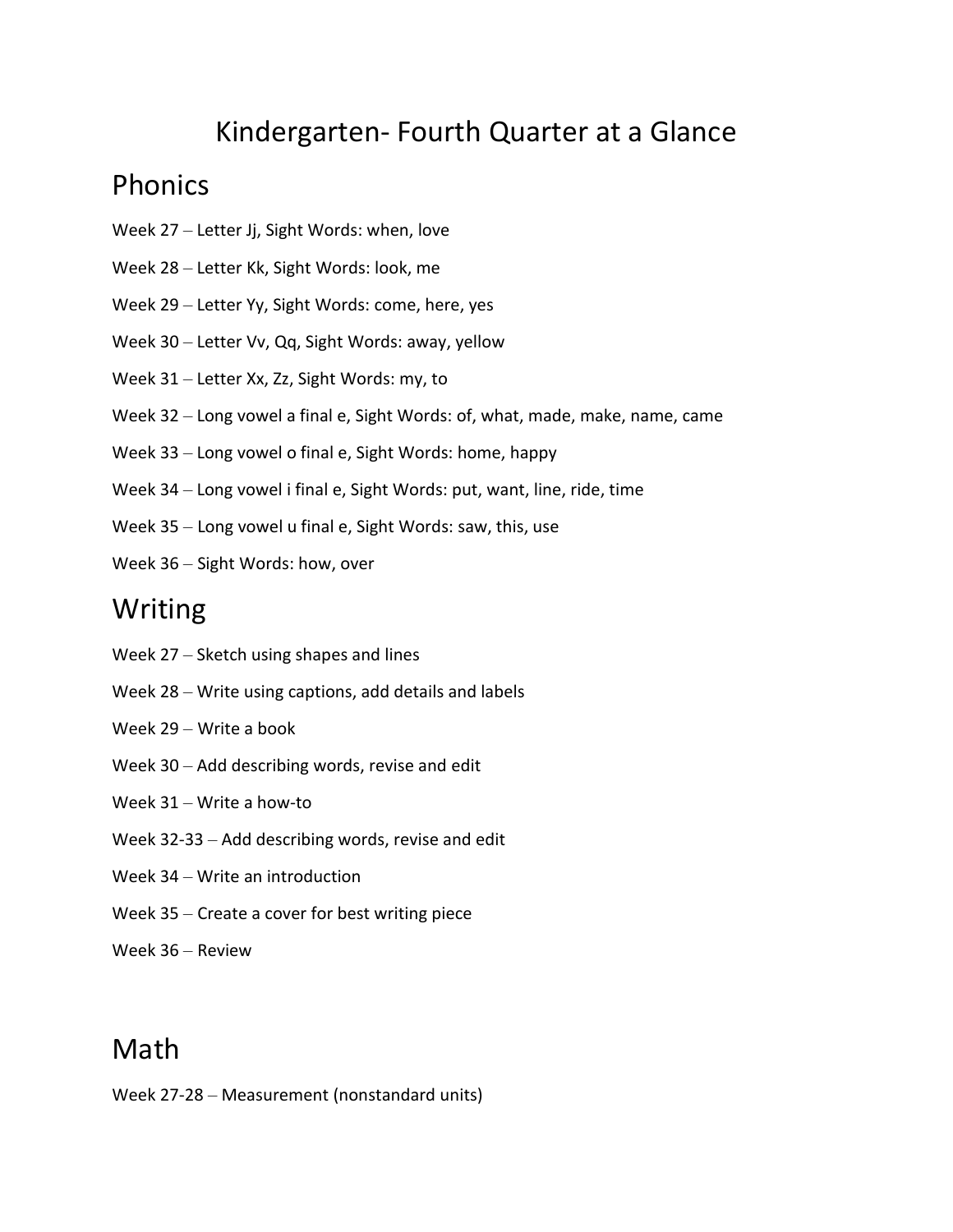# Kindergarten- Fourth Quarter at a Glance

## Phonics

Week 27 – Letter Jj, Sight Words: when, love

Week 28 – Letter Kk, Sight Words: look, me

Week 29 – Letter Yy, Sight Words: come, here, yes

Week 30 – Letter Vv, Qq, Sight Words: away, yellow

Week 31 – Letter Xx, Zz, Sight Words: my, to

Week 32 – Long vowel a final e, Sight Words: of, what, made, make, name, came

Week 33 – Long vowel o final e, Sight Words: home, happy

Week 34 – Long vowel i final e, Sight Words: put, want, line, ride, time

Week 35 – Long vowel u final e, Sight Words: saw, this, use

Week 36 – Sight Words: how, over

## Writing

Week 27 – Sketch using shapes and lines

Week 28 – Write using captions, add details and labels

Week 29 – Write a book

Week 30 – Add describing words, revise and edit

Week 31 – Write a how-to

Week 32-33 – Add describing words, revise and edit

Week 34 – Write an introduction

Week 35 – Create a cover for best writing piece

Week 36 – Review

## Math

Week 27-28 – Measurement (nonstandard units)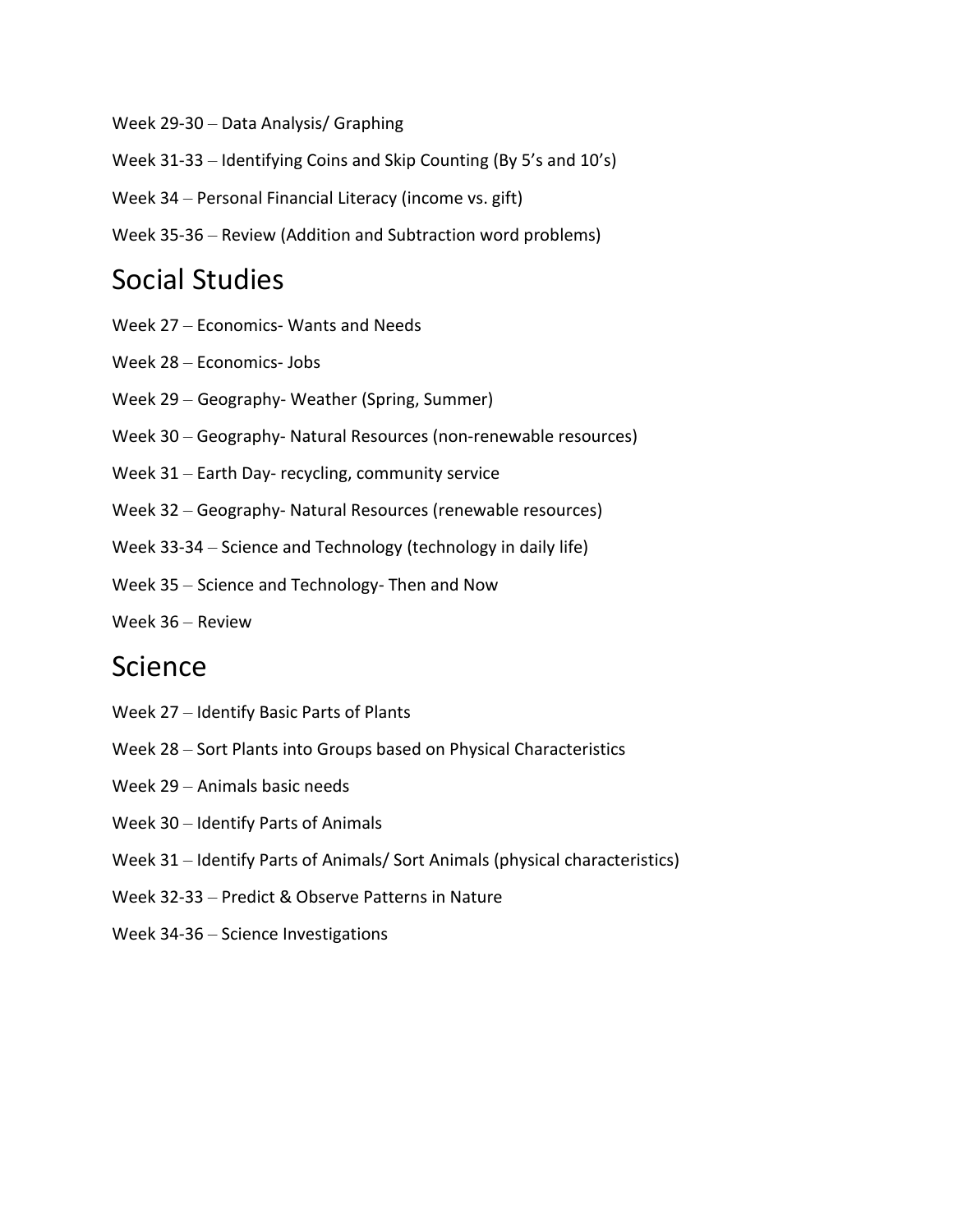Week 29-30 – Data Analysis/ Graphing

Week 31-33 – Identifying Coins and Skip Counting (By 5's and 10's)

Week 34 – Personal Financial Literacy (income vs. gift)

Week 35-36 – Review (Addition and Subtraction word problems)

# Social Studies

Week 27 – Economics- Wants and Needs

Week 28 – Economics- Jobs

Week 29 – Geography- Weather (Spring, Summer)

Week 30 – Geography- Natural Resources (non-renewable resources)

Week 31 – Earth Day- recycling, community service

Week 32 – Geography- Natural Resources (renewable resources)

Week 33-34 – Science and Technology (technology in daily life)

Week 35 – Science and Technology- Then and Now

Week 36 – Review

# Science

Week 27 – Identify Basic Parts of Plants

Week 28 – Sort Plants into Groups based on Physical Characteristics

Week 29 – Animals basic needs

Week 30 – Identify Parts of Animals

Week 31 – Identify Parts of Animals/ Sort Animals (physical characteristics)

Week 32-33 – Predict & Observe Patterns in Nature

Week 34-36 – Science Investigations